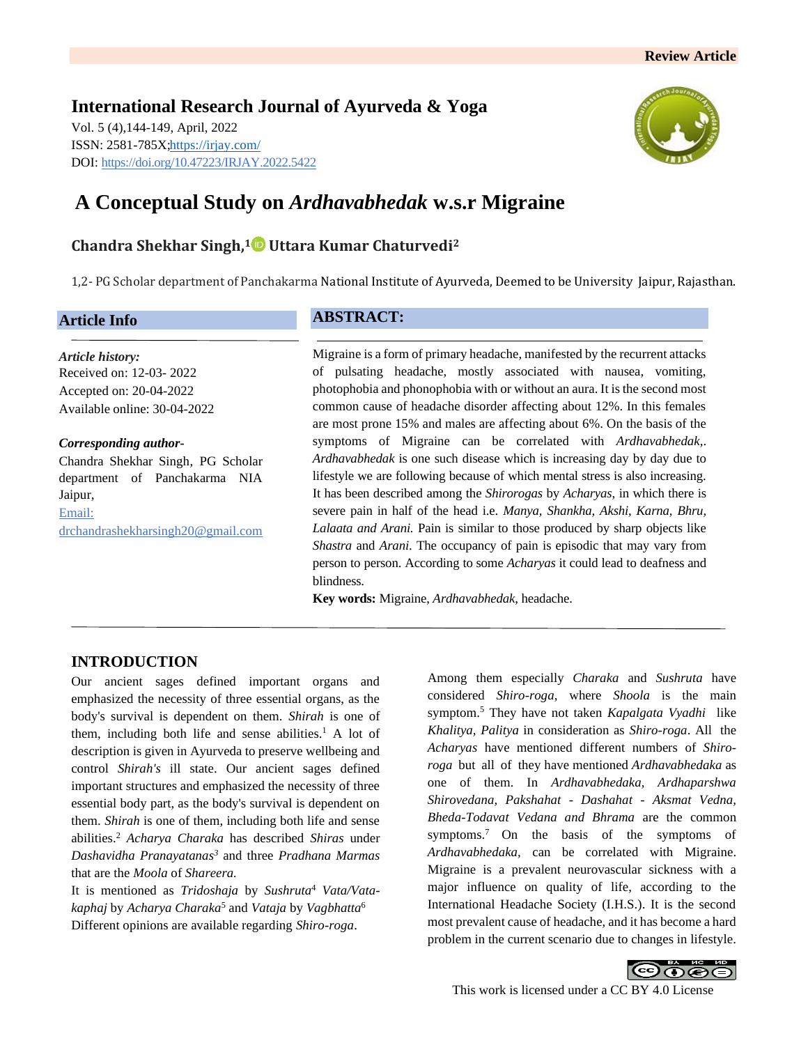Review Article

**International Research Journal of Ayurveda & Yoga**
Vol. 5 (4),144-149, April, 2022
ISSN: 2581-785X; https://irjay.com/
DOI: https://doi.org/10.47223/IRJAY.2022.5422

# A Conceptual Study on *Ardhavabhedak* w.s.r Migraine

**Chandra Shekhar Singh,[1] Uttara Kumar Chaturvedi[2]**

1,2- PG Scholar department of Panchakarma National Institute of Ayurveda, Deemed to be University Jaipur, Rajasthan.

## Article Info

***Article history:***
Received on: 12-03- 2022
Accepted on: 20-04-2022
Available online: 30-04-2022

***Corresponding author-***
Chandra Shekhar Singh, PG Scholar department of Panchakarma NIA Jaipur,
Email: drchandrashekharsingh20@gmail.com

## ABSTRACT:

Migraine is a form of primary headache, manifested by the recurrent attacks of pulsating headache, mostly associated with nausea, vomiting, photophobia and phonophobia with or without an aura. It is the second most common cause of headache disorder affecting about 12%. In this females are most prone 15% and males are affecting about 6%. On the basis of the symptoms of Migraine can be correlated with *Ardhavabhedak*,. *Ardhavabhedak* is one such disease which is increasing day by day due to lifestyle we are following because of which mental stress is also increasing. It has been described among the *Shirorogas* by *Acharyas*, in which there is severe pain in half of the head i.e. *Manya, Shankha, Akshi, Karna, Bhru, Lalaata and Arani.* Pain is similar to those produced by sharp objects like *Shastra* and *Arani*. The occupancy of pain is episodic that may vary from person to person. According to some *Acharyas* it could lead to deafness and blindness.

**Key words:** Migraine, *Ardhavabhedak*, headache.

## INTRODUCTION

Our ancient sages defined important organs and emphasized the necessity of three essential organs, as the body's survival is dependent on them. *Shirah* is one of them, including both life and sense abilities.[1] A lot of description is given in Ayurveda to preserve wellbeing and control *Shirah's* ill state. Our ancient sages defined important structures and emphasized the necessity of three essential body part, as the body's survival is dependent on them. *Shirah* is one of them, including both life and sense abilities.[2] *Acharya Charaka* has described *Shiras* under *Dashavidha Pranayatanas*[3] and three *Pradhana Marmas* that are the *Moola* of *Shareera.*

It is mentioned as *Tridoshaja* by *Sushruta*[4] *Vata/Vata-kaphaj* by *Acharya Charaka*[5] and *Vataja* by *Vagbhatta*[6] Different opinions are available regarding *Shiro-roga*.

Among them especially *Charaka* and *Sushruta* have considered *Shiro-roga*, where *Shoola* is the main symptom.[5] They have not taken *Kapalgata Vyadhi* like *Khalitya, Palitya* in consideration as *Shiro-roga*. All the *Acharyas* have mentioned different numbers of *Shiro-roga* but all of they have mentioned *Ardhavabhedaka* as one of them. In *Ardhavabhedaka, Ardhaparshwa Shirovedana, Pakshahat - Dashahat - Aksmat Vedna, Bheda-Todavat Vedana and Bhrama* are the common symptoms.[7] On the basis of the symptoms of *Ardhavabhedaka*, can be correlated with Migraine. Migraine is a prevalent neurovascular sickness with a major influence on quality of life, according to the International Headache Society (I.H.S.). It is the second most prevalent cause of headache, and it has become a hard problem in the current scenario due to changes in lifestyle.

This work is licensed under a CC BY 4.0 License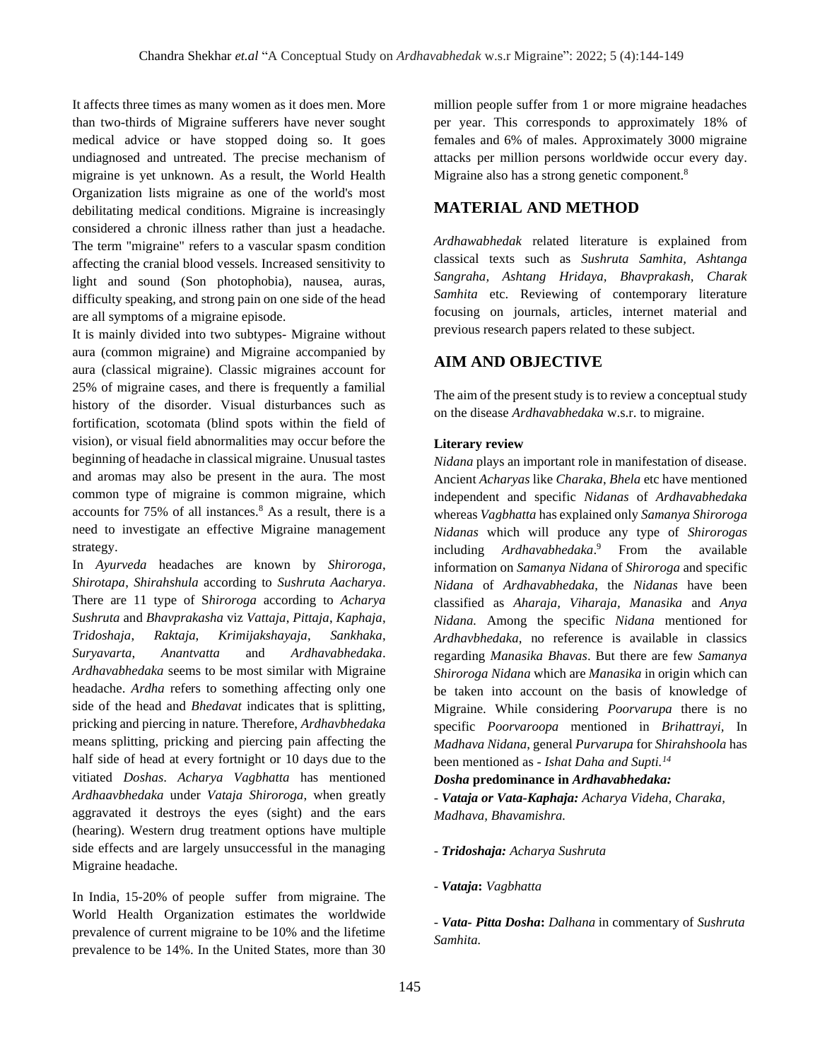It affects three times as many women as it does men. More than two-thirds of Migraine sufferers have never sought medical advice or have stopped doing so. It goes undiagnosed and untreated. The precise mechanism of migraine is yet unknown. As a result, the World Health Organization lists migraine as one of the world's most debilitating medical conditions. Migraine is increasingly considered a chronic illness rather than just a headache. The term "migraine" refers to a vascular spasm condition affecting the cranial blood vessels. Increased sensitivity to light and sound (Son photophobia), nausea, auras, difficulty speaking, and strong pain on one side of the head are all symptoms of a migraine episode.

It is mainly divided into two subtypes- Migraine without aura (common migraine) and Migraine accompanied by aura (classical migraine). Classic migraines account for 25% of migraine cases, and there is frequently a familial history of the disorder. Visual disturbances such as fortification, scotomata (blind spots within the field of vision), or visual field abnormalities may occur before the beginning of headache in classical migraine. Unusual tastes and aromas may also be present in the aura. The most common type of migraine is common migraine, which accounts for 75% of all instances.[8] As a result, there is a need to investigate an effective Migraine management strategy.

In *Ayurveda* headaches are known by *Shiroroga*, *Shirotapa*, *Shirahshula* according to *Sushruta Aacharya*. There are 11 type of S*hiroroga* according to *Acharya Sushruta* and *Bhavprakasha* viz *Vattaja*, *Pittaja*, *Kaphaja*, *Tridoshaja*, *Raktaja*, *Krimijakshayaja*, *Sankhaka*, *Suryavarta*, *Anantvatta* and *Ardhavabhedaka*. *Ardhavabhedaka* seems to be most similar with Migraine headache. *Ardha* refers to something affecting only one side of the head and *Bhedavat* indicates that is splitting, pricking and piercing in nature. Therefore, *Ardhavbhedaka* means splitting, pricking and piercing pain affecting the half side of head at every fortnight or 10 days due to the vitiated *Doshas*. *Acharya Vagbhatta* has mentioned *Ardhaavbhedaka* under *Vataja Shiroroga*, when greatly aggravated it destroys the eyes (sight) and the ears (hearing). Western drug treatment options have multiple side effects and are largely unsuccessful in the managing Migraine headache.

In India, 15-20% of people suffer from migraine. The World Health Organization estimates the worldwide prevalence of current migraine to be 10% and the lifetime prevalence to be 14%. In the United States, more than 30 million people suffer from 1 or more migraine headaches per year. This corresponds to approximately 18% of females and 6% of males. Approximately 3000 migraine attacks per million persons worldwide occur every day. Migraine also has a strong genetic component.[8]

## MATERIAL AND METHOD

*Ardhawabhedak* related literature is explained from classical texts such as *Sushruta Samhita*, *Ashtanga Sangraha*, *Ashtang Hridaya*, *Bhavprakash*, *Charak Samhita* etc. Reviewing of contemporary literature focusing on journals, articles, internet material and previous research papers related to these subject.

## AIM AND OBJECTIVE

The aim of the present study is to review a conceptual study on the disease *Ardhavabhedaka* w.s.r. to migraine.

**Literary review**

*Nidana* plays an important role in manifestation of disease. Ancient *Acharyas* like *Charaka*, *Bhela* etc have mentioned independent and specific *Nidanas* of *Ardhavabhedaka* whereas *Vagbhatta* has explained only *Samanya Shiroroga Nidanas* which will produce any type of *Shirorogas* including *Ardhavabhedaka*.[9] From the available information on *Samanya Nidana* of *Shiroroga* and specific *Nidana* of *Ardhavabhedaka*, the *Nidanas* have been classified as *Aharaja, Viharaja, Manasika* and *Anya Nidana.* Among the specific *Nidana* mentioned for *Ardhavbhedaka*, no reference is available in classics regarding *Manasika Bhavas*. But there are few *Samanya Shiroroga Nidana* which are *Manasika* in origin which can be taken into account on the basis of knowledge of Migraine. While considering *Poorvarupa* there is no specific *Poorvaroopa* mentioned in *Brihattrayi*, In *Madhava Nidana*, general *Purvarupa* for *Shirahshoola* has been mentioned as - *Ishat Daha and Supti.*[14]

***Dosha* predominance in *Ardhavabhedaka:***

- ***Vataja or Vata-Kaphaja:*** *Acharya Videha, Charaka, Madhava, Bhavamishra.*

- ***Tridoshaja:*** *Acharya Sushruta*

- ***Vataja*:** *Vagbhatta*

- ***Vata- Pitta Dosha*:** *Dalhana* in commentary of *Sushruta Samhita.*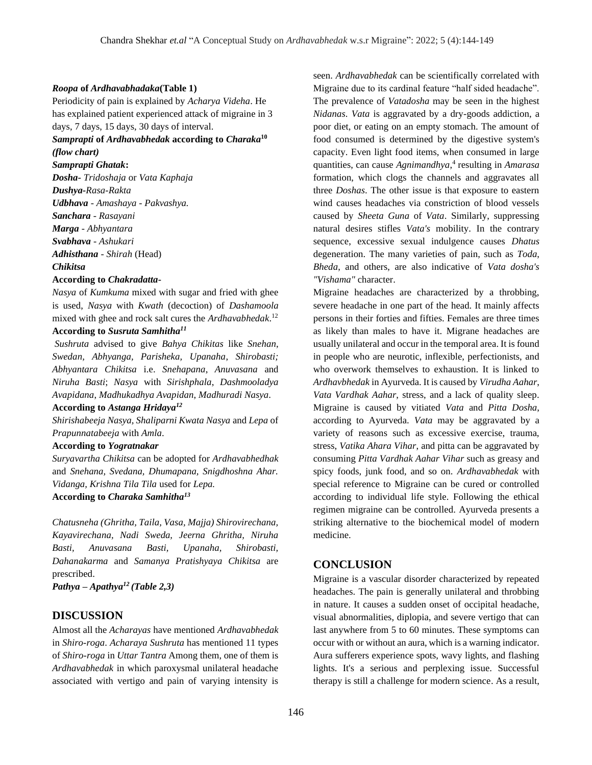***Roopa* of *Ardhavabhadaka*(Table 1)**

Periodicity of pain is explained by *Acharya Videha*. He has explained patient experienced attack of migraine in 3 days, 7 days, 15 days, 30 days of interval.

***Samprapti* of *Ardhavabhedak* according to *Charaka*[10] *(flow chart)***

***Samprapti Ghatak*:**

***Dosha***- *Tridoshaja* or *Vata Kaphaja*

***Dushya***-*Rasa-Rakta*

***Udbhava*** - *Amashaya - Pakvashya.*

***Sanchara*** - *Rasayani*

***Marga*** - *Abhyantara*

***Svabhava*** - *Ashukari*

***Adhisthana*** - *Shirah* (Head)

***Chikitsa***

**According to *Chakradatta*-**

*Nasya* of *Kumkuma* mixed with sugar and fried with ghee is used, *Nasya* with *Kwath* (decoction) of *Dashamoola* mixed with ghee and rock salt cures the *Ardhavabhedak*.[12]

**According to *Susruta Samhitha*[11]**

*Sushruta* advised to give *Bahya Chikitas* like *Snehan, Swedan, Abhyanga, Parisheka, Upanaha, Shirobasti; Abhyantara Chikitsa* i.e. *Snehapana*, *Anuvasana* and *Niruha Basti*; *Nasya* with *Sirishphala*, *Dashmooladya Avapidana*, *Madhukadhya Avapidan*, *Madhuradi Nasya*.

**According to *Astanga Hridaya*[12]**

*Shirishabeeja Nasya, Shaliparni Kwata Nasya* and *Lepa* of *Prapunnatabeeja* with *Amla*.

**According to *Yogratnakar***

*Suryavartha Chikitsa* can be adopted for *Ardhavabhedhak* and *Snehana, Svedana, Dhumapana, Snigdhoshna Ahar. Vidanga, Krishna Tila Tila* used for *Lepa.*

**According to *Charaka Samhitha*[13]**

*Chatusneha (Ghritha, Taila, Vasa, Majja) Shirovirechana, Kayavirechana, Nadi Sweda, Jeerna Ghritha, Niruha Basti, Anuvasana Basti, Upanaha, Shirobasti, Dahanakarma* and *Samanya Pratishyaya Chikitsa* are prescribed.

***Pathya – Apathya*[12] *(Table 2,3)***

## DISCUSSION

Almost all the *Acharayas* have mentioned *Ardhavabhedak* in *Shiro-roga*. *Acharaya Sushruta* has mentioned 11 types of *Shiro-roga* in *Uttar Tantra* Among them, one of them is *Ardhavabhedak* in which paroxysmal unilateral headache associated with vertigo and pain of varying intensity is seen. *Ardhavabhedak* can be scientifically correlated with Migraine due to its cardinal feature "half sided headache". The prevalence of *Vatadosha* may be seen in the highest *Nidanas*. *Vata* is aggravated by a dry-goods addiction, a poor diet, or eating on an empty stomach. The amount of food consumed is determined by the digestive system's capacity. Even light food items, when consumed in large quantities, can cause *Agnimandhya*,[4] resulting in *Amarasa* formation, which clogs the channels and aggravates all three *Doshas*. The other issue is that exposure to eastern wind causes headaches via constriction of blood vessels caused by *Sheeta Guna* of *Vata*. Similarly, suppressing natural desires stifles *Vata's* mobility. In the contrary sequence, excessive sexual indulgence causes *Dhatus* degeneration. The many varieties of pain, such as *Toda*, *Bheda*, and others, are also indicative of *Vata dosha's "Vishama"* character.

Migraine headaches are characterized by a throbbing, severe headache in one part of the head. It mainly affects persons in their forties and fifties. Females are three times as likely than males to have it. Migrane headaches are usually unilateral and occur in the temporal area. It is found in people who are neurotic, inflexible, perfectionists, and who overwork themselves to exhaustion. It is linked to *Ardhavbhedak* in Ayurveda. It is caused by *Virudha Aahar*, *Vata Vardhak Aahar*, stress, and a lack of quality sleep. Migraine is caused by vitiated *Vata* and *Pitta Dosha*, according to Ayurveda. *Vata* may be aggravated by a variety of reasons such as excessive exercise, trauma, stress, *Vatika Ahara Vihar*, and pitta can be aggravated by consuming *Pitta Vardhak Aahar Vihar* such as greasy and spicy foods, junk food, and so on. *Ardhavabhedak* with special reference to Migraine can be cured or controlled according to individual life style. Following the ethical regimen migraine can be controlled. Ayurveda presents a striking alternative to the biochemical model of modern medicine.

## CONCLUSION

Migraine is a vascular disorder characterized by repeated headaches. The pain is generally unilateral and throbbing in nature. It causes a sudden onset of occipital headache, visual abnormalities, diplopia, and severe vertigo that can last anywhere from 5 to 60 minutes. These symptoms can occur with or without an aura, which is a warning indicator. Aura sufferers experience spots, wavy lights, and flashing lights. It's a serious and perplexing issue. Successful therapy is still a challenge for modern science. As a result,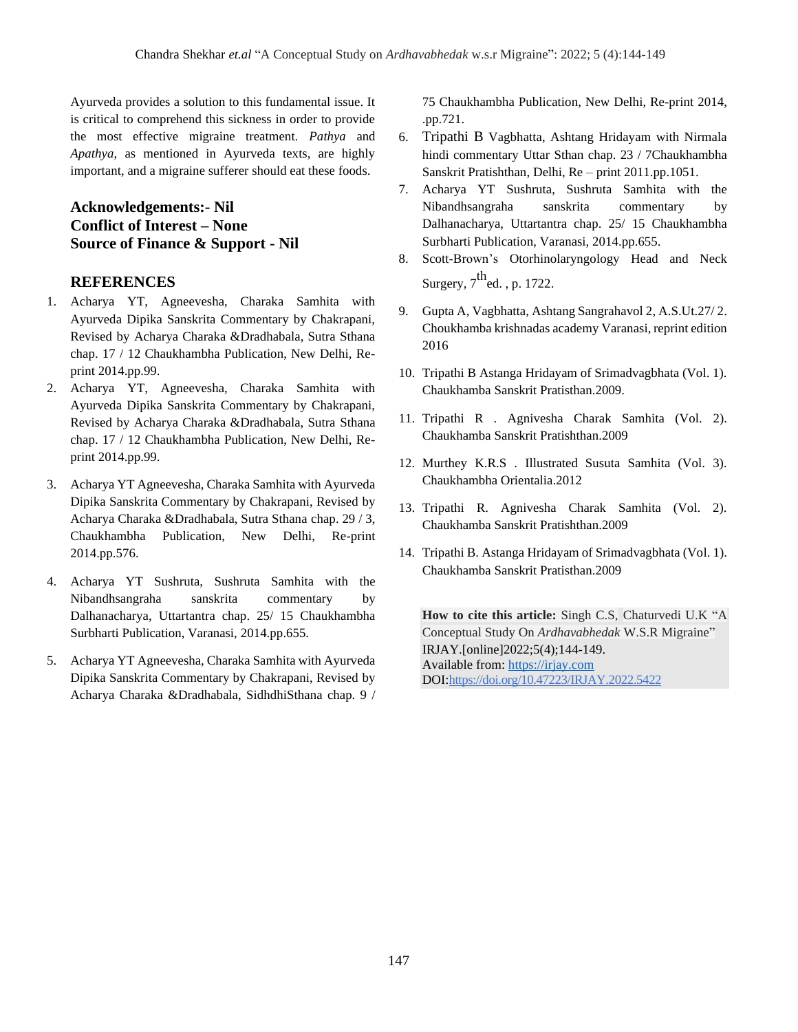Ayurveda provides a solution to this fundamental issue. It is critical to comprehend this sickness in order to provide the most effective migraine treatment. *Pathya* and *Apathya*, as mentioned in Ayurveda texts, are highly important, and a migraine sufferer should eat these foods.

**Acknowledgements:- Nil**
**Conflict of Interest – None**
**Source of Finance & Support - Nil**

## REFERENCES

1. Acharya YT, Agneevesha, Charaka Samhita with Ayurveda Dipika Sanskrita Commentary by Chakrapani, Revised by Acharya Charaka &Dradhabala, Sutra Sthana chap. 17 / 12 Chaukhambha Publication, New Delhi, Re-print 2014.pp.99.
2. Acharya YT, Agneevesha, Charaka Samhita with Ayurveda Dipika Sanskrita Commentary by Chakrapani, Revised by Acharya Charaka &Dradhabala, Sutra Sthana chap. 17 / 12 Chaukhambha Publication, New Delhi, Re-print 2014.pp.99.
3. Acharya YT Agneevesha, Charaka Samhita with Ayurveda Dipika Sanskrita Commentary by Chakrapani, Revised by Acharya Charaka &Dradhabala, Sutra Sthana chap. 29 / 3, Chaukhambha Publication, New Delhi, Re-print 2014.pp.576.
4. Acharya YT Sushruta, Sushruta Samhita with the Nibandhsangraha sanskrita commentary by Dalhanacharya, Uttartantra chap. 25/ 15 Chaukhambha Surbharti Publication, Varanasi, 2014.pp.655.
5. Acharya YT Agneevesha, Charaka Samhita with Ayurveda Dipika Sanskrita Commentary by Chakrapani, Revised by Acharya Charaka &Dradhabala, SidhdhiSthana chap. 9 / 75 Chaukhambha Publication, New Delhi, Re-print 2014, .pp.721.
6. Tripathi B Vagbhatta, Ashtang Hridayam with Nirmala hindi commentary Uttar Sthan chap. 23 / 7Chaukhambha Sanskrit Pratishthan, Delhi, Re – print 2011.pp.1051.
7. Acharya YT Sushruta, Sushruta Samhita with the Nibandhsangraha sanskrita commentary by Dalhanacharya, Uttartantra chap. 25/ 15 Chaukhambha Surbharti Publication, Varanasi, 2014.pp.655.
8. Scott-Brown's Otorhinolaryngology Head and Neck Surgery, 7th ed. , p. 1722.
9. Gupta A, Vagbhatta, Ashtang Sangrahavol 2, A.S.Ut.27/ 2. Choukhamba krishnadas academy Varanasi, reprint edition 2016
10. Tripathi B Astanga Hridayam of Srimadvagbhata (Vol. 1). Chaukhamba Sanskrit Pratisthan.2009.
11. Tripathi R . Agnivesha Charak Samhita (Vol. 2). Chaukhamba Sanskrit Pratishthan.2009
12. Murthey K.R.S . Illustrated Susuta Samhita (Vol. 3). Chaukhambha Orientalia.2012
13. Tripathi R. Agnivesha Charak Samhita (Vol. 2). Chaukhamba Sanskrit Pratishthan.2009
14. Tripathi B. Astanga Hridayam of Srimadvagbhata (Vol. 1). Chaukhamba Sanskrit Pratisthan.2009

**How to cite this article:** Singh C.S, Chaturvedi U.K "A Conceptual Study On *Ardhavabhedak* W.S.R Migraine" IRJAY.[online]2022;5(4);144-149.
Available from: https://irjay.com
DOI:https://doi.org/10.47223/IRJAY.2022.5422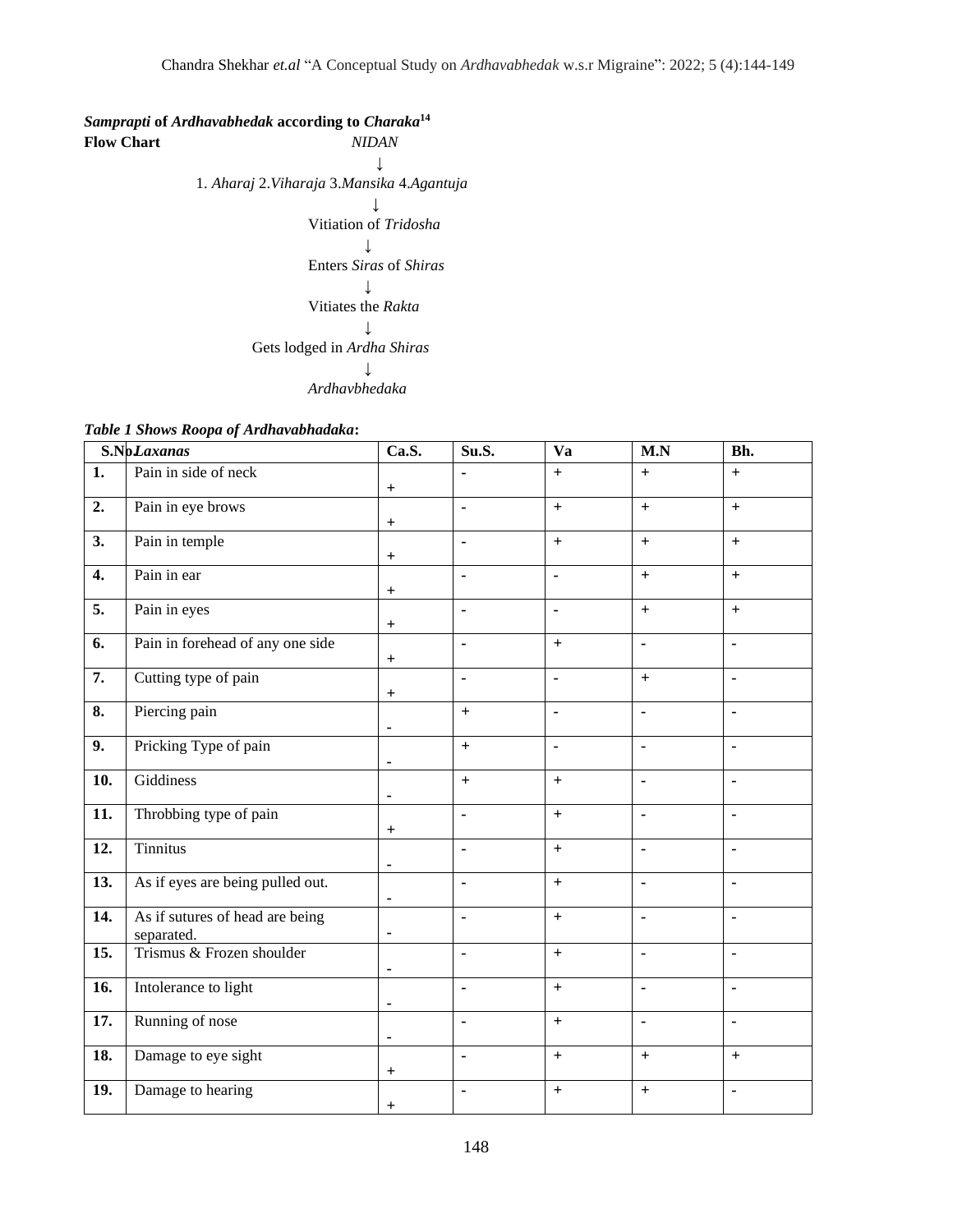***Samprapti* of *Ardhavabhedak* according to *Charaka*[14]**

**Flow Chart**

*NIDAN*

↓

1. *Aharaj* 2.*Viharaja* 3.*Mansika* 4.*Agantuja*

↓

Vitiation of *Tridosha*

↓

Enters *Siras* of *Shiras*

↓

Vitiates the *Rakta*

↓

Gets lodged in *Ardha Shiras*

↓

*Ardhavbhedaka*

***Table 1 Shows Roopa of Ardhavabhadaka*:**

| S.No. | *Laxanas* | Ca.S. | Su.S. | Va | M.N | Bh. |
|---|---|---|---|---|---|---|
| 1. | Pain in side of neck | + | - | + | + | + |
| 2. | Pain in eye brows | + | - | + | + | + |
| 3. | Pain in temple | + | - | + | + | + |
| 4. | Pain in ear | + | - | - | + | + |
| 5. | Pain in eyes | + | - | - | + | + |
| 6. | Pain in forehead of any one side | + | - | + | - | - |
| 7. | Cutting type of pain | + | - | - | + | - |
| 8. | Piercing pain | - | + | - | - | - |
| 9. | Pricking Type of pain | - | + | - | - | - |
| 10. | Giddiness | - | + | + | - | - |
| 11. | Throbbing type of pain | + | - | + | - | - |
| 12. | Tinnitus | - | - | + | - | - |
| 13. | As if eyes are being pulled out. | - | - | + | - | - |
| 14. | As if sutures of head are being separated. | - | - | + | - | - |
| 15. | Trismus & Frozen shoulder | - | - | + | - | - |
| 16. | Intolerance to light | - | - | + | - | - |
| 17. | Running of nose | - | - | + | - | - |
| 18. | Damage to eye sight | + | - | + | + | + |
| 19. | Damage to hearing | + | - | + | + | - |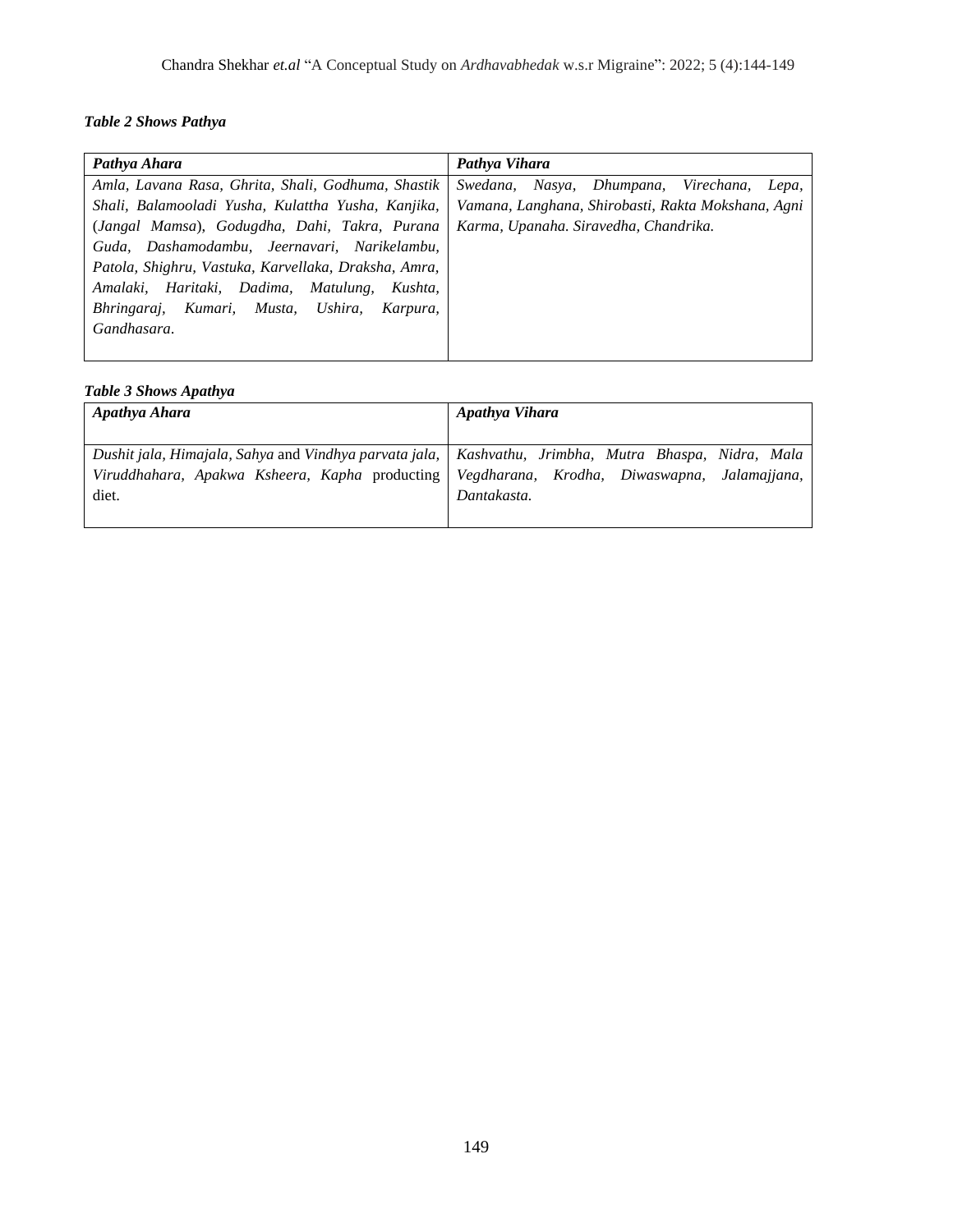***Table 2 Shows Pathya***

| ***Pathya Ahara*** | ***Pathya Vihara*** |
|---|---|
| *Amla, Lavana Rasa, Ghrita, Shali, Godhuma, Shastik Shali, Balamooladi Yusha, Kulattha Yusha, Kanjika,* (*Jangal Mamsa*), *Godugdha, Dahi, Takra, Purana Guda, Dashamodambu, Jeernavari, Narikelambu, Patola, Shighru, Vastuka, Karvellaka, Draksha, Amra, Amalaki, Haritaki, Dadima, Matulung, Kushta, Bhringaraj, Kumari, Musta, Ushira, Karpura, Gandhasara.* | *Swedana, Nasya, Dhumpana, Virechana, Lepa, Vamana, Langhana, Shirobasti, Rakta Mokshana, Agni Karma, Upanaha. Siravedha, Chandrika.* |

***Table 3 Shows Apathya***

| ***Apathya Ahara*** | ***Apathya Vihara*** |
|---|---|
| *Dushit jala, Himajala, Sahya* and *Vindhya parvata jala, Viruddhahara, Apakwa Ksheera, Kapha* producting diet. | *Kashvathu, Jrimbha, Mutra Bhaspa, Nidra, Mala Vegdharana, Krodha, Diwaswapna, Jalamajjana, Dantakasta.* |